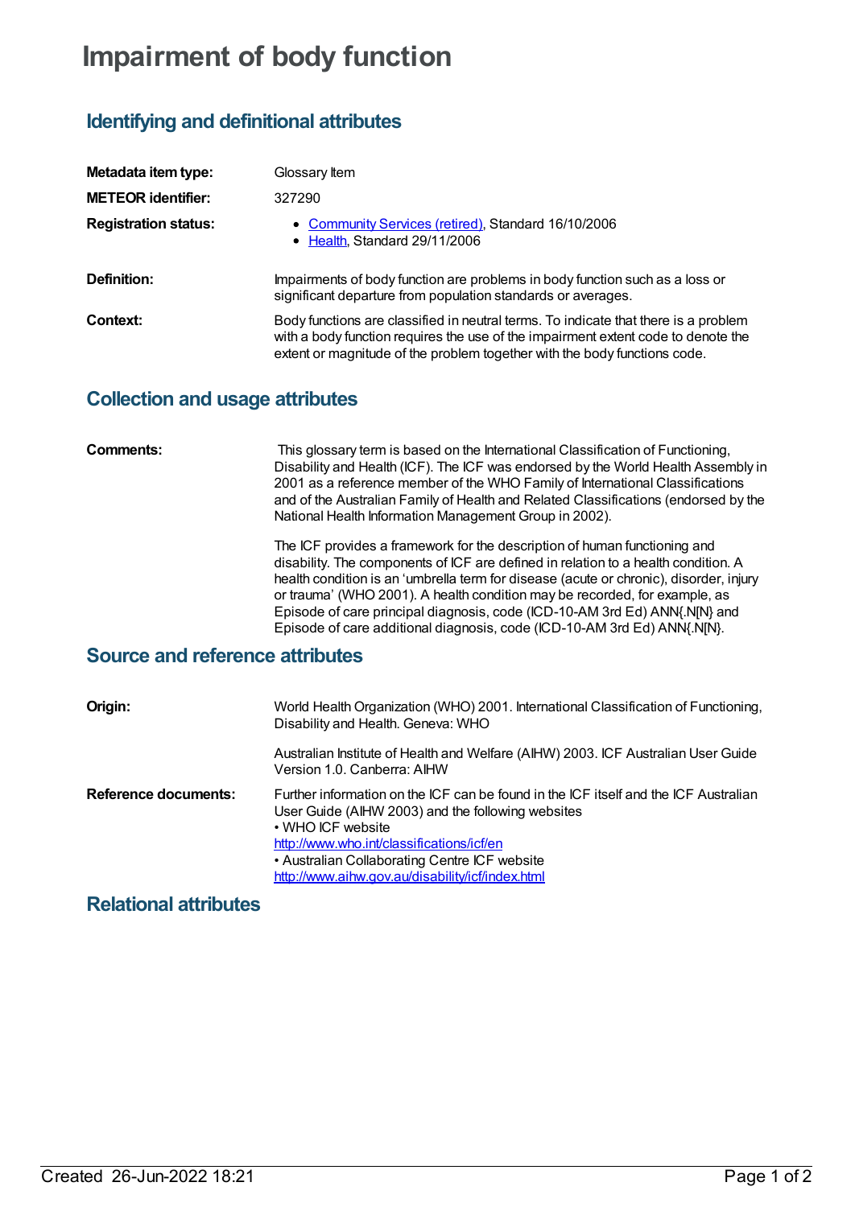# Impairment of body function

## Identifying and definitional attributes

**Metadata item type:** Glossary Item

**METEOR identifier:** 327290

**Registration status:**

- Community Services (retired), Standard 16/10/2006
- Health, Standard 29/11/2006

**Definition:** Impairments of body function are problems in body function such as a loss or significant departure from population standards or averages.

**Context:** Body functions are classified in neutral terms. To indicate that there is a problem with a body function requires the use of the impairment extent code to denote the extent or magnitude of the problem together with the body functions code.

## Collection and usage attributes

**Comments:** This glossary term is based on the International Classification of Functioning, Disability and Health (ICF). The ICF was endorsed by the World Health Assembly in 2001 as a reference member of the WHO Family of International Classifications and of the Australian Family of Health and Related Classifications (endorsed by the National Health Information Management Group in 2002).

The ICF provides a framework for the description of human functioning and disability. The components of ICF are defined in relation to a health condition. A health condition is an 'umbrella term for disease (acute or chronic), disorder, injury or trauma' (WHO 2001). A health condition may be recorded, for example, as Episode of care principal diagnosis, code (ICD-10-AM 3rd Ed) ANN{.N[N} and Episode of care additional diagnosis, code (ICD-10-AM 3rd Ed) ANN{.N[N}.

## Source and reference attributes

**Origin:** World Health Organization (WHO) 2001. International Classification of Functioning, Disability and Health. Geneva: WHO

Australian Institute of Health and Welfare (AIHW) 2003. ICF Australian User Guide Version 1.0. Canberra: AIHW

**Reference documents:** Further information on the ICF can be found in the ICF itself and the ICF Australian User Guide (AIHW 2003) and the following websites
• WHO ICF website
http://www.who.int/classifications/icf/en
• Australian Collaborating Centre ICF website
http://www.aihw.gov.au/disability/icf/index.html

## Relational attributes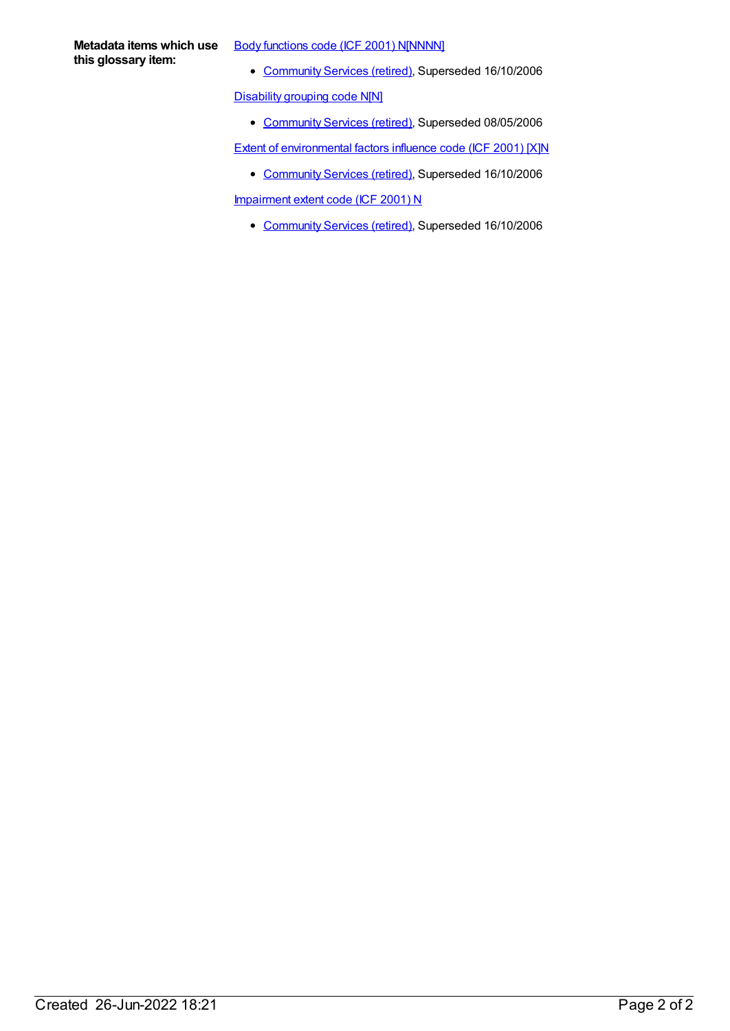**Metadata items which use this glossary item:**

Body functions code (ICF 2001) N[NNNN]

- Community Services (retired), Superseded 16/10/2006

Disability grouping code N[N]

- Community Services (retired), Superseded 08/05/2006

Extent of environmental factors influence code (ICF 2001) [X]N

- Community Services (retired), Superseded 16/10/2006

Impairment extent code (ICF 2001) N

- Community Services (retired), Superseded 16/10/2006